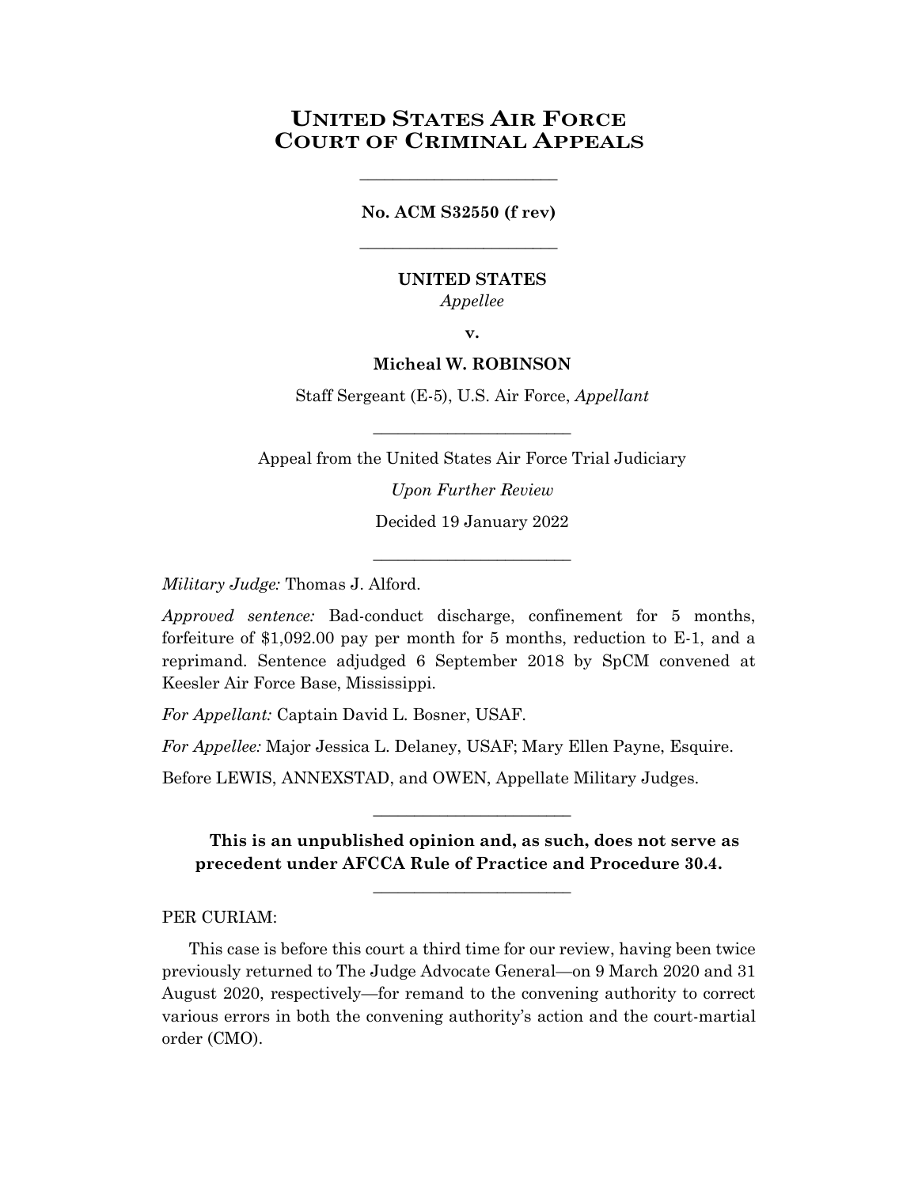# UNITED STATES AIR FORCE COURT OF CRIMINAL APPEALS

________________________

**No. ACM S32550 (f rev)**

________________________

**UNITED STATES**

*Appellee*

**v.**

**Micheal W. ROBINSON**

Staff Sergeant (E-5), U.S. Air Force, *Appellant*

________________________

Appeal from the United States Air Force Trial Judiciary

*Upon Further Review*

Decided 19 January 2022

________________________

*Military Judge:* Thomas J. Alford.

*Approved sentence:* Bad-conduct discharge, confinement for 5 months, forfeiture of $1,092.00 pay per month for 5 months, reduction to E-1, and a reprimand. Sentence adjudged 6 September 2018 by SpCM convened at Keesler Air Force Base, Mississippi.

*For Appellant:* Captain David L. Bosner, USAF.

*For Appellee:* Major Jessica L. Delaney, USAF; Mary Ellen Payne, Esquire.

Before LEWIS, ANNEXSTAD, and OWEN, Appellate Military Judges.

________________________

**This is an unpublished opinion and, as such, does not serve as precedent under AFCCA Rule of Practice and Procedure 30.4.**

________________________

PER CURIAM:

This case is before this court a third time for our review, having been twice previously returned to The Judge Advocate General—on 9 March 2020 and 31 August 2020, respectively—for remand to the convening authority to correct various errors in both the convening authority's action and the court-martial order (CMO).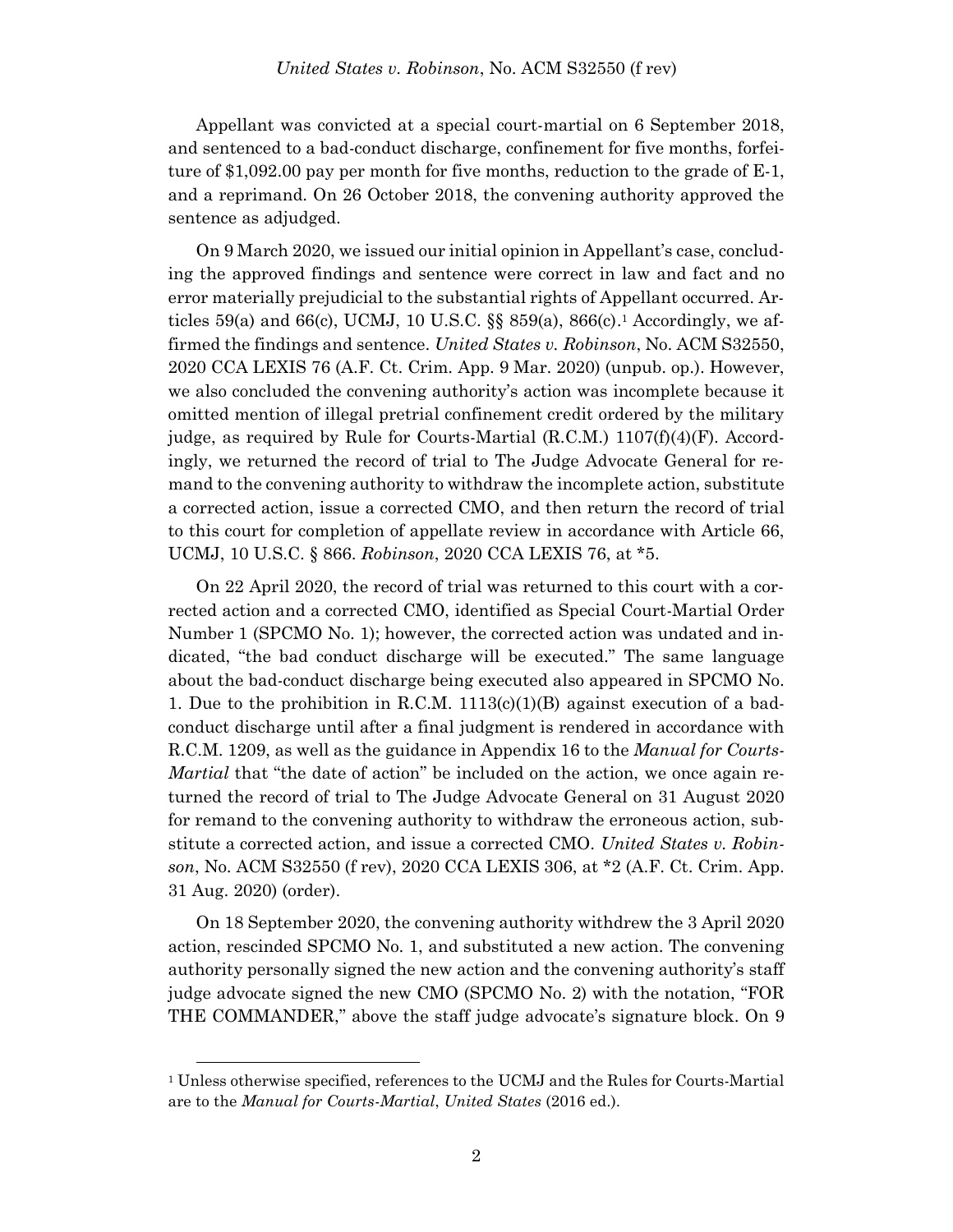Appellant was convicted at a special court-martial on 6 September 2018, and sentenced to a bad-conduct discharge, confinement for five months, forfeiture of $1,092.00 pay per month for five months, reduction to the grade of E-1, and a reprimand. On 26 October 2018, the convening authority approved the sentence as adjudged.

On 9 March 2020, we issued our initial opinion in Appellant's case, concluding the approved findings and sentence were correct in law and fact and no error materially prejudicial to the substantial rights of Appellant occurred. Articles 59(a) and 66(c), UCMJ, 10 U.S.C. §§ 859(a), 866(c).[1] Accordingly, we affirmed the findings and sentence. *United States v. Robinson*, No. ACM S32550, 2020 CCA LEXIS 76 (A.F. Ct. Crim. App. 9 Mar. 2020) (unpub. op.). However, we also concluded the convening authority's action was incomplete because it omitted mention of illegal pretrial confinement credit ordered by the military judge, as required by Rule for Courts-Martial (R.C.M.) 1107(f)(4)(F). Accordingly, we returned the record of trial to The Judge Advocate General for remand to the convening authority to withdraw the incomplete action, substitute a corrected action, issue a corrected CMO, and then return the record of trial to this court for completion of appellate review in accordance with Article 66, UCMJ, 10 U.S.C. § 866. *Robinson*, 2020 CCA LEXIS 76, at *5.

On 22 April 2020, the record of trial was returned to this court with a corrected action and a corrected CMO, identified as Special Court-Martial Order Number 1 (SPCMO No. 1); however, the corrected action was undated and indicated, "the bad conduct discharge will be executed." The same language about the bad-conduct discharge being executed also appeared in SPCMO No. 1. Due to the prohibition in R.C.M. 1113(c)(1)(B) against execution of a bad-conduct discharge until after a final judgment is rendered in accordance with R.C.M. 1209, as well as the guidance in Appendix 16 to the *Manual for Courts-Martial* that "the date of action" be included on the action, we once again returned the record of trial to The Judge Advocate General on 31 August 2020 for remand to the convening authority to withdraw the erroneous action, substitute a corrected action, and issue a corrected CMO. *United States v. Robinson*, No. ACM S32550 (f rev), 2020 CCA LEXIS 306, at *2 (A.F. Ct. Crim. App. 31 Aug. 2020) (order).

On 18 September 2020, the convening authority withdrew the 3 April 2020 action, rescinded SPCMO No. 1, and substituted a new action. The convening authority personally signed the new action and the convening authority's staff judge advocate signed the new CMO (SPCMO No. 2) with the notation, "FOR THE COMMANDER," above the staff judge advocate's signature block. On 9

[1] Unless otherwise specified, references to the UCMJ and the Rules for Courts-Martial are to the *Manual for Courts-Martial*, *United States* (2016 ed.).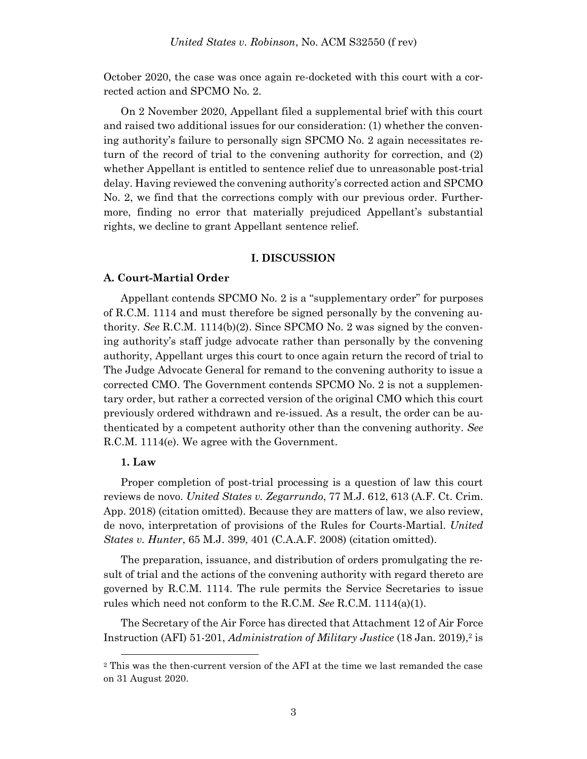October 2020, the case was once again re-docketed with this court with a corrected action and SPCMO No. 2.

On 2 November 2020, Appellant filed a supplemental brief with this court and raised two additional issues for our consideration: (1) whether the convening authority's failure to personally sign SPCMO No. 2 again necessitates return of the record of trial to the convening authority for correction, and (2) whether Appellant is entitled to sentence relief due to unreasonable post-trial delay. Having reviewed the convening authority's corrected action and SPCMO No. 2, we find that the corrections comply with our previous order. Furthermore, finding no error that materially prejudiced Appellant's substantial rights, we decline to grant Appellant sentence relief.

## I. DISCUSSION

### A. Court-Martial Order

Appellant contends SPCMO No. 2 is a "supplementary order" for purposes of R.C.M. 1114 and must therefore be signed personally by the convening authority. *See* R.C.M. 1114(b)(2). Since SPCMO No. 2 was signed by the convening authority's staff judge advocate rather than personally by the convening authority, Appellant urges this court to once again return the record of trial to The Judge Advocate General for remand to the convening authority to issue a corrected CMO. The Government contends SPCMO No. 2 is not a supplementary order, but rather a corrected version of the original CMO which this court previously ordered withdrawn and re-issued. As a result, the order can be authenticated by a competent authority other than the convening authority. *See* R.C.M. 1114(e). We agree with the Government.

#### 1. Law

Proper completion of post-trial processing is a question of law this court reviews de novo. *United States v. Zegarrundo*, 77 M.J. 612, 613 (A.F. Ct. Crim. App. 2018) (citation omitted). Because they are matters of law, we also review, de novo, interpretation of provisions of the Rules for Courts-Martial. *United States v. Hunter*, 65 M.J. 399, 401 (C.A.A.F. 2008) (citation omitted).

The preparation, issuance, and distribution of orders promulgating the result of trial and the actions of the convening authority with regard thereto are governed by R.C.M. 1114. The rule permits the Service Secretaries to issue rules which need not conform to the R.C.M. *See* R.C.M. 1114(a)(1).

The Secretary of the Air Force has directed that Attachment 12 of Air Force Instruction (AFI) 51-201, *Administration of Military Justice* (18 Jan. 2019),[2] is

[2] This was the then-current version of the AFI at the time we last remanded the case on 31 August 2020.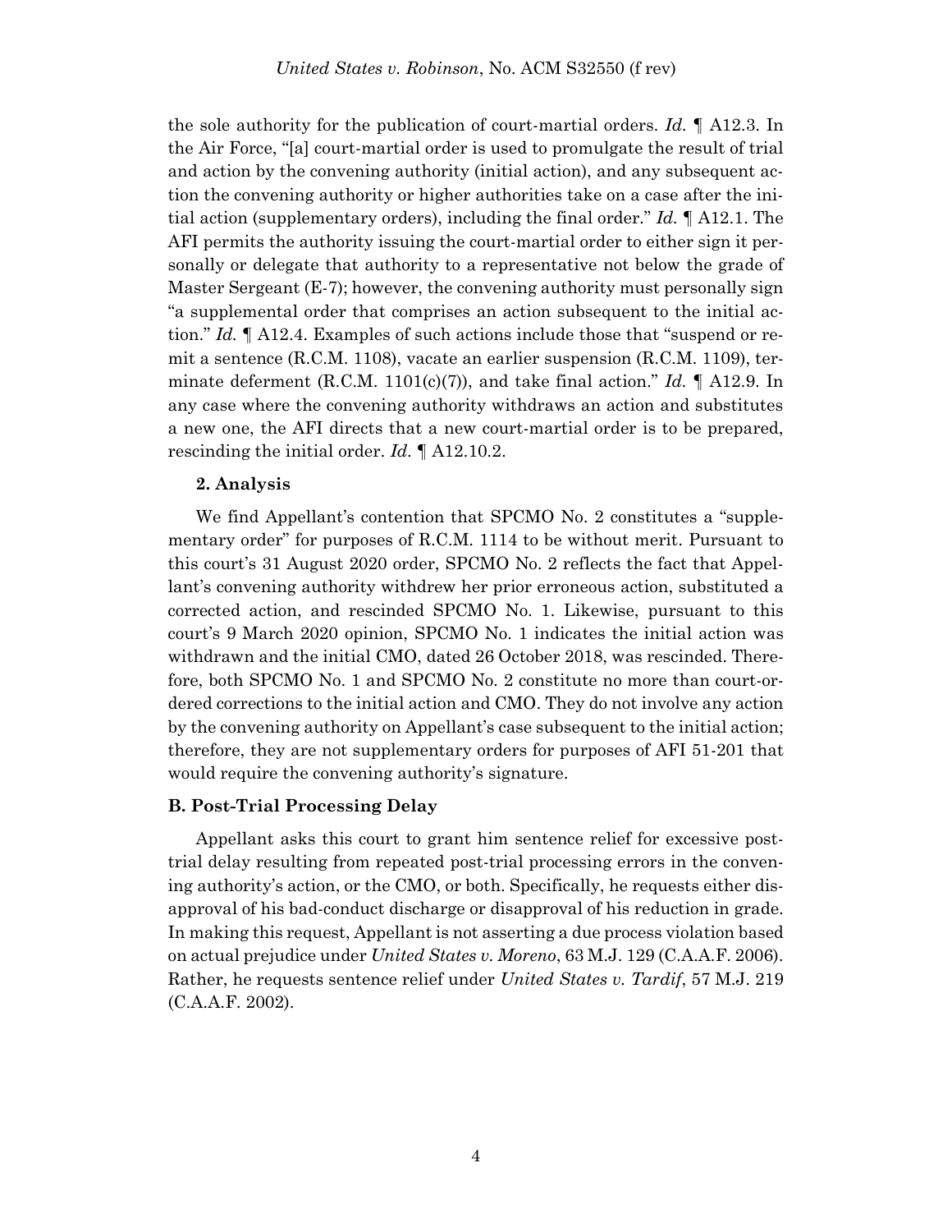the sole authority for the publication of court-martial orders. *Id.* ¶ A12.3. In the Air Force, "[a] court-martial order is used to promulgate the result of trial and action by the convening authority (initial action), and any subsequent action the convening authority or higher authorities take on a case after the initial action (supplementary orders), including the final order." *Id.* ¶ A12.1. The AFI permits the authority issuing the court-martial order to either sign it personally or delegate that authority to a representative not below the grade of Master Sergeant (E-7); however, the convening authority must personally sign "a supplemental order that comprises an action subsequent to the initial action." *Id.* ¶ A12.4. Examples of such actions include those that "suspend or remit a sentence (R.C.M. 1108), vacate an earlier suspension (R.C.M. 1109), terminate deferment (R.C.M. 1101(c)(7)), and take final action." *Id.* ¶ A12.9. In any case where the convening authority withdraws an action and substitutes a new one, the AFI directs that a new court-martial order is to be prepared, rescinding the initial order. *Id.* ¶ A12.10.2.

**2. Analysis**

We find Appellant's contention that SPCMO No. 2 constitutes a "supplementary order" for purposes of R.C.M. 1114 to be without merit. Pursuant to this court's 31 August 2020 order, SPCMO No. 2 reflects the fact that Appellant's convening authority withdrew her prior erroneous action, substituted a corrected action, and rescinded SPCMO No. 1. Likewise, pursuant to this court's 9 March 2020 opinion, SPCMO No. 1 indicates the initial action was withdrawn and the initial CMO, dated 26 October 2018, was rescinded. Therefore, both SPCMO No. 1 and SPCMO No. 2 constitute no more than court-ordered corrections to the initial action and CMO. They do not involve any action by the convening authority on Appellant's case subsequent to the initial action; therefore, they are not supplementary orders for purposes of AFI 51-201 that would require the convening authority's signature.

### B. Post-Trial Processing Delay

Appellant asks this court to grant him sentence relief for excessive post-trial delay resulting from repeated post-trial processing errors in the convening authority's action, or the CMO, or both. Specifically, he requests either disapproval of his bad-conduct discharge or disapproval of his reduction in grade. In making this request, Appellant is not asserting a due process violation based on actual prejudice under *United States v. Moreno*, 63 M.J. 129 (C.A.A.F. 2006). Rather, he requests sentence relief under *United States v. Tardif*, 57 M.J. 219 (C.A.A.F. 2002).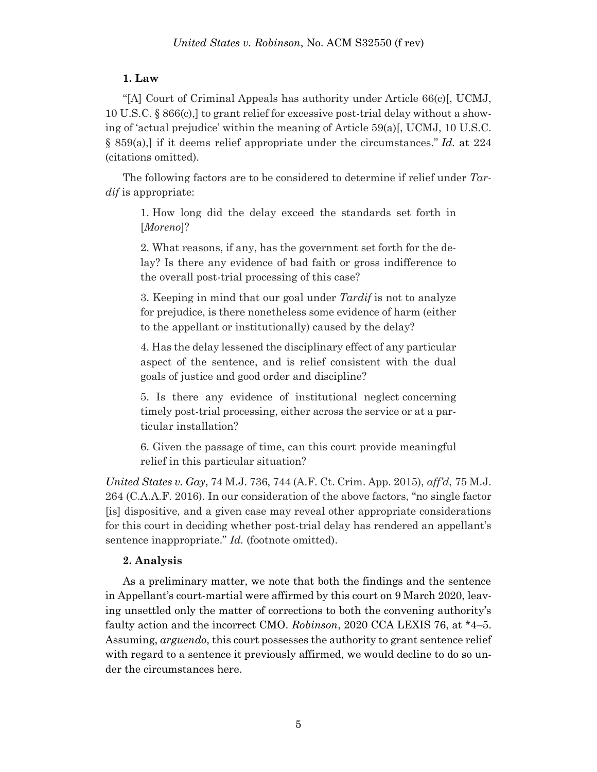### 1. Law

"[A] Court of Criminal Appeals has authority under Article 66(c)[, UCMJ, 10 U.S.C. § 866(c),] to grant relief for excessive post-trial delay without a showing of 'actual prejudice' within the meaning of Article 59(a)[, UCMJ, 10 U.S.C. § 859(a),] if it deems relief appropriate under the circumstances." ***Id.*** at 224 (citations omitted).

The following factors are to be considered to determine if relief under *Tardif* is appropriate:

> 1. How long did the delay exceed the standards set forth in [*Moreno*]?
>
> 2. What reasons, if any, has the government set forth for the delay? Is there any evidence of bad faith or gross indifference to the overall post-trial processing of this case?
>
> 3. Keeping in mind that our goal under *Tardif* is not to analyze for prejudice, is there nonetheless some evidence of harm (either to the appellant or institutionally) caused by the delay?
>
> 4. Has the delay lessened the disciplinary effect of any particular aspect of the sentence, and is relief consistent with the dual goals of justice and good order and discipline?
>
> 5. Is there any evidence of institutional neglect concerning timely post-trial processing, either across the service or at a particular installation?
>
> 6. Given the passage of time, can this court provide meaningful relief in this particular situation?

*United States v. Gay*, 74 M.J. 736, 744 (A.F. Ct. Crim. App. 2015), *aff'd*, 75 M.J. 264 (C.A.A.F. 2016). In our consideration of the above factors, "no single factor [is] dispositive, and a given case may reveal other appropriate considerations for this court in deciding whether post-trial delay has rendered an appellant's sentence inappropriate." *Id.* (footnote omitted).

### 2. Analysis

As a preliminary matter, we note that both the findings and the sentence in Appellant's court-martial were affirmed by this court on 9 March 2020, leaving unsettled only the matter of corrections to both the convening authority's faulty action and the incorrect CMO. *Robinson*, 2020 CCA LEXIS 76, at *4–5. Assuming, *arguendo*, this court possesses the authority to grant sentence relief with regard to a sentence it previously affirmed, we would decline to do so under the circumstances here.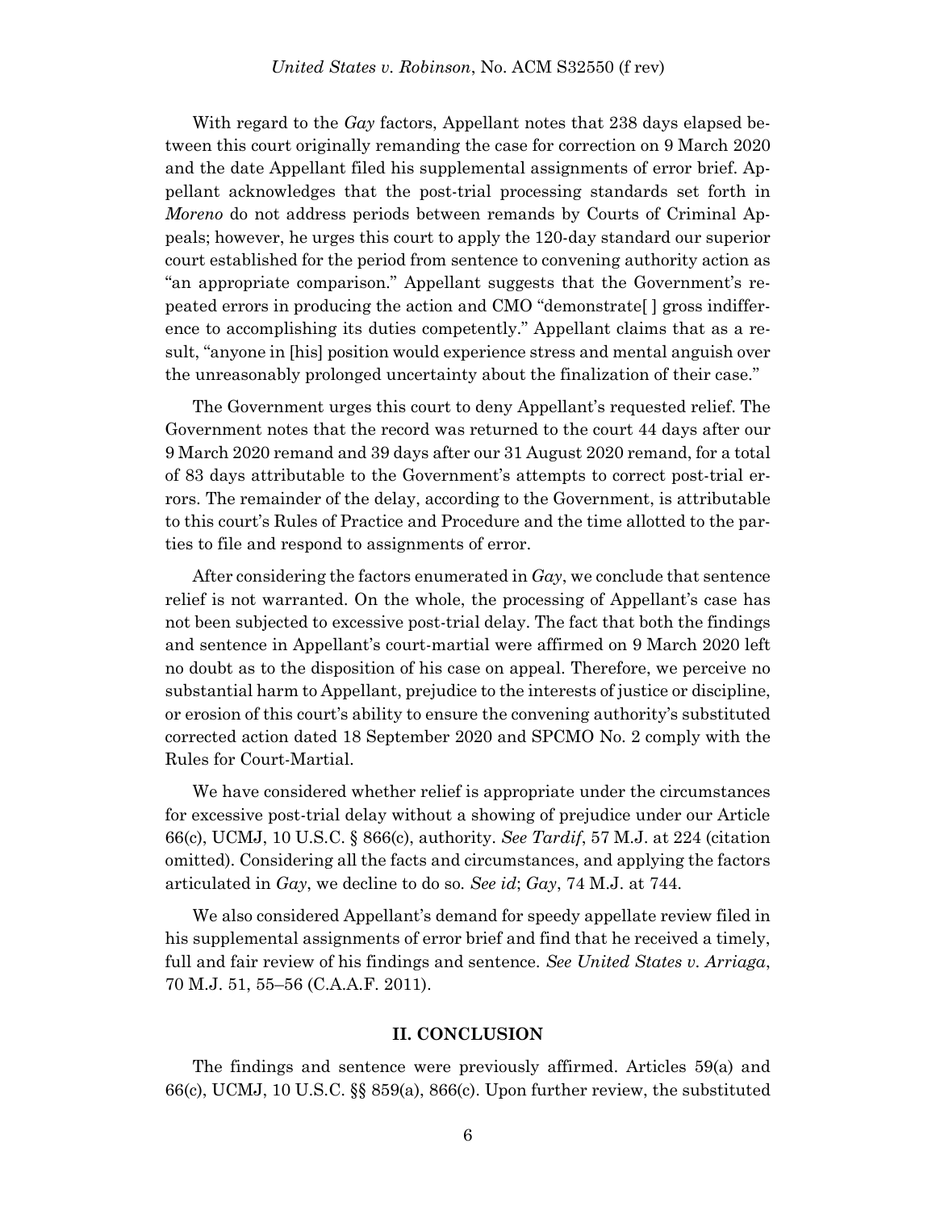With regard to the *Gay* factors, Appellant notes that 238 days elapsed between this court originally remanding the case for correction on 9 March 2020 and the date Appellant filed his supplemental assignments of error brief. Appellant acknowledges that the post-trial processing standards set forth in *Moreno* do not address periods between remands by Courts of Criminal Appeals; however, he urges this court to apply the 120-day standard our superior court established for the period from sentence to convening authority action as "an appropriate comparison." Appellant suggests that the Government's repeated errors in producing the action and CMO "demonstrate[ ] gross indifference to accomplishing its duties competently." Appellant claims that as a result, "anyone in [his] position would experience stress and mental anguish over the unreasonably prolonged uncertainty about the finalization of their case."

The Government urges this court to deny Appellant's requested relief. The Government notes that the record was returned to the court 44 days after our 9 March 2020 remand and 39 days after our 31 August 2020 remand, for a total of 83 days attributable to the Government's attempts to correct post-trial errors. The remainder of the delay, according to the Government, is attributable to this court's Rules of Practice and Procedure and the time allotted to the parties to file and respond to assignments of error.

After considering the factors enumerated in *Gay*, we conclude that sentence relief is not warranted. On the whole, the processing of Appellant's case has not been subjected to excessive post-trial delay. The fact that both the findings and sentence in Appellant's court-martial were affirmed on 9 March 2020 left no doubt as to the disposition of his case on appeal. Therefore, we perceive no substantial harm to Appellant, prejudice to the interests of justice or discipline, or erosion of this court's ability to ensure the convening authority's substituted corrected action dated 18 September 2020 and SPCMO No. 2 comply with the Rules for Court-Martial.

We have considered whether relief is appropriate under the circumstances for excessive post-trial delay without a showing of prejudice under our Article 66(c), UCMJ, 10 U.S.C. § 866(c), authority. *See Tardif*, 57 M.J. at 224 (citation omitted). Considering all the facts and circumstances, and applying the factors articulated in *Gay*, we decline to do so. *See id*; *Gay*, 74 M.J. at 744.

We also considered Appellant's demand for speedy appellate review filed in his supplemental assignments of error brief and find that he received a timely, full and fair review of his findings and sentence. *See United States v. Arriaga*, 70 M.J. 51, 55–56 (C.A.A.F. 2011).

## II. CONCLUSION

The findings and sentence were previously affirmed. Articles 59(a) and 66(c), UCMJ, 10 U.S.C. §§ 859(a), 866(c). Upon further review, the substituted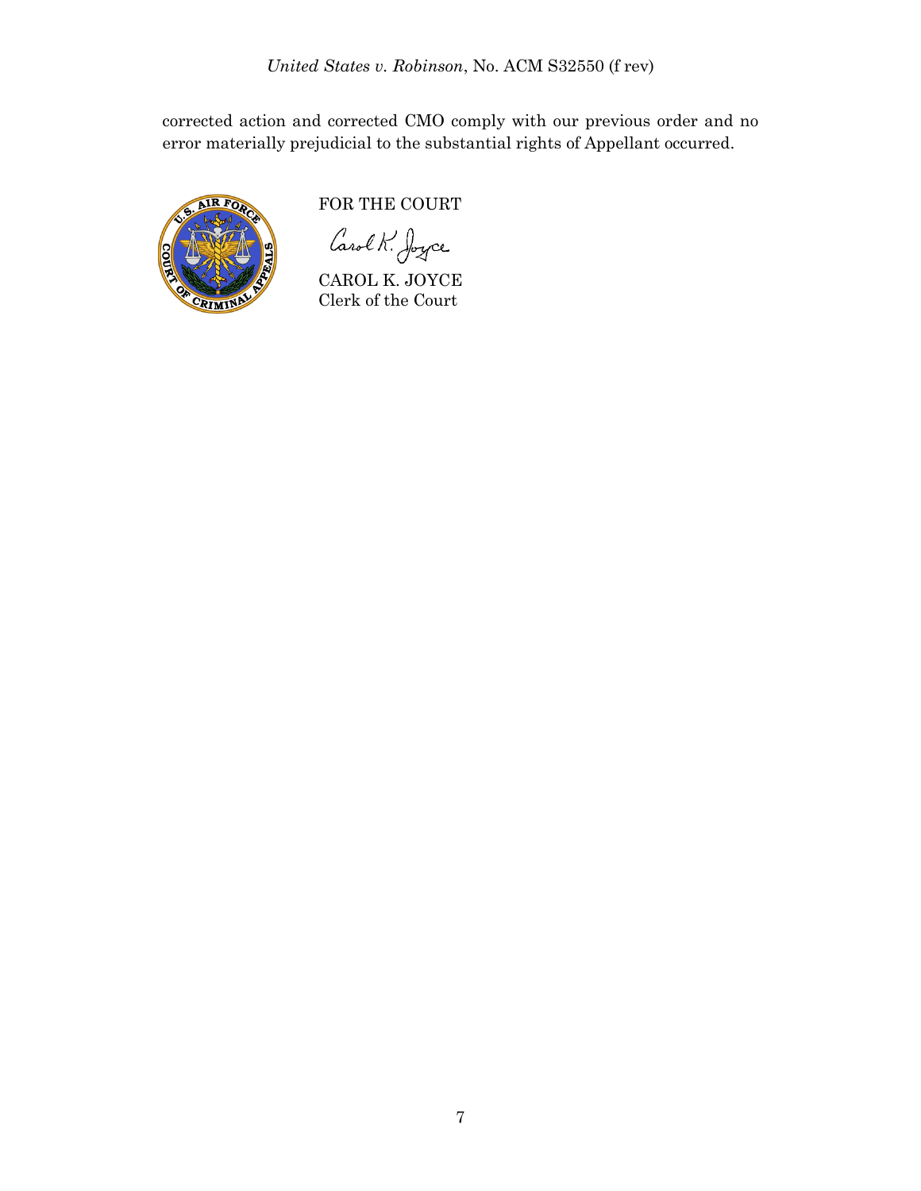corrected action and corrected CMO comply with our previous order and no error materially prejudicial to the substantial rights of Appellant occurred.

FOR THE COURT

Carol K. Joyce

CAROL K. JOYCE
Clerk of the Court